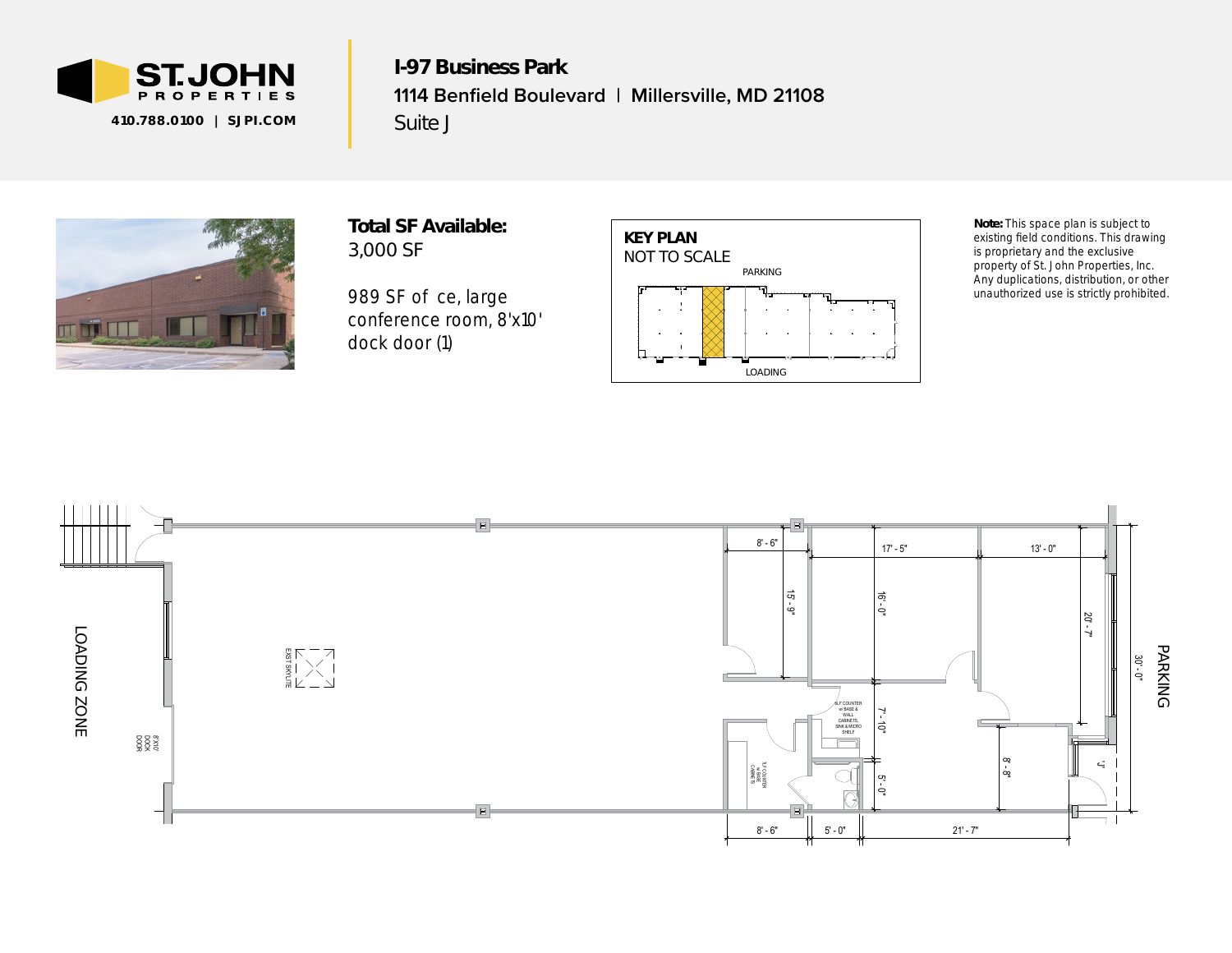ST. JOHN PROPERTIES

410.788.0100 | SJPI.COM

# I-97 Business Park

**1114 Benfield Boulevard | Millersville, MD 21108**

Suite J

**Total SF Available:**
3,000 SF

989 SF of ce, large conference room, 8'x10' dock door (1)

**KEY PLAN**
NOT TO SCALE

PARKING

LOADING

**Note:** This space plan is subject to existing field conditions. This drawing is proprietary and the exclusive property of St. John Properties, Inc. Any duplications, distribution, or other unauthorized use is strictly prohibited.

LOADING ZONE

PARKING

8'X10' DOCK DOOR

EXIST SKYLITE

8' - 6"

15' - 9"

17' - 5"

16' - 0"

13' - 0"

20' - 7"

30' - 0"

7' - 10"

5' - 0"

8' - 8"

"J"

8' - 6"

5' - 0"

21' - 7"

LF COUNTER w/ BASE & WALL CABINETS, SINK & MICRO SHELF

LF COUNTER w/ BASE CABINETS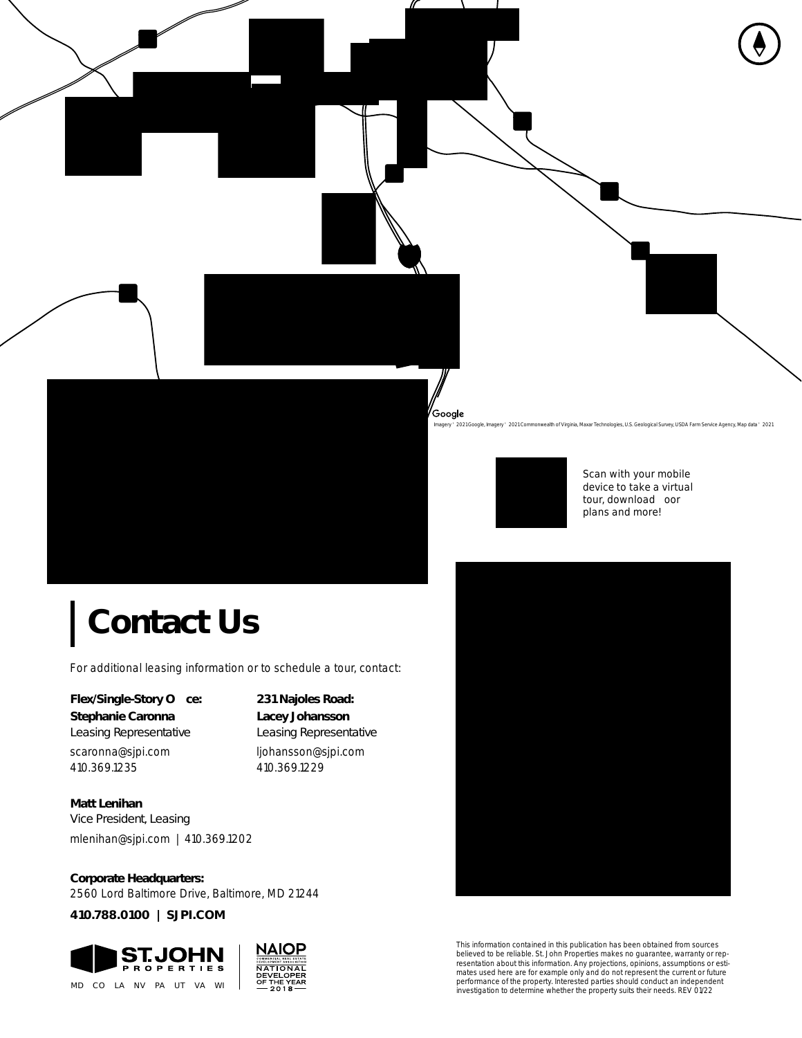Google

Imagery © 2021 Google, Imagery © 2021 Commonwealth of Virginia, Maxar Technologies, U.S. Geological Survey, USDA Farm Service Agency, Map data © 2021

Scan with your mobile device to take a virtual tour, download floor plans and more!

# Contact Us

*For additional leasing information or to schedule a tour, contact:*

**Flex/Single-Story Office:**
**Stephanie Caronna**
Leasing Representative
scaronna@sjpi.com
410.369.1235

**231 Najoles Road:**
**Lacey Johansson**
Leasing Representative
ljohansson@sjpi.com
410.369.1229

**Matt Lenihan**
Vice President, Leasing
mlenihan@sjpi.com | 410.369.1202

**Corporate Headquarters:**
2560 Lord Baltimore Drive, Baltimore, MD 21244

**410.788.0100 | SJPI.COM**

ST. JOHN PROPERTIES

MD CO LA NV PA UT VA WI

NAIOP COMMERCIAL REAL ESTATE DEVELOPMENT ASSOCIATION
NATIONAL DEVELOPER OF THE YEAR — 2018 —

This information contained in this publication has been obtained from sources believed to be reliable. St. John Properties makes no guarantee, warranty or representation about this information. Any projections, opinions, assumptions or estimates used here are for example only and do not represent the current or future performance of the property. Interested parties should conduct an independent investigation to determine whether the property suits their needs. REV 01/22